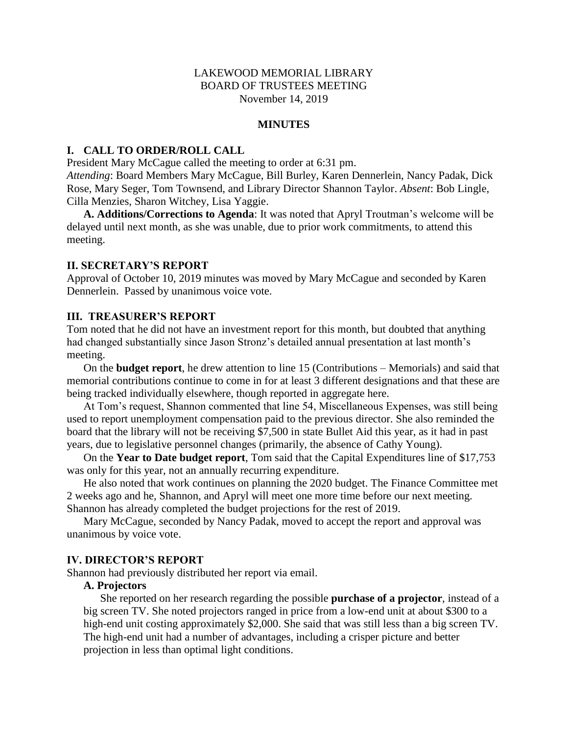LAKEWOOD MEMORIAL LIBRARY
BOARD OF TRUSTEES MEETING
November 14, 2019

# MINUTES

## I. CALL TO ORDER/ROLL CALL

President Mary McCague called the meeting to order at 6:31 pm.

*Attending*: Board Members Mary McCague, Bill Burley, Karen Dennerlein, Nancy Padak, Dick Rose, Mary Seger, Tom Townsend, and Library Director Shannon Taylor. *Absent*: Bob Lingle, Cilla Menzies, Sharon Witchey, Lisa Yaggie.

**A. Additions/Corrections to Agenda**: It was noted that Apryl Troutman's welcome will be delayed until next month, as she was unable, due to prior work commitments, to attend this meeting.

## II. SECRETARY'S REPORT

Approval of October 10, 2019 minutes was moved by Mary McCague and seconded by Karen Dennerlein. Passed by unanimous voice vote.

## III. TREASURER'S REPORT

Tom noted that he did not have an investment report for this month, but doubted that anything had changed substantially since Jason Stronz's detailed annual presentation at last month's meeting.

On the **budget report**, he drew attention to line 15 (Contributions – Memorials) and said that memorial contributions continue to come in for at least 3 different designations and that these are being tracked individually elsewhere, though reported in aggregate here.

At Tom's request, Shannon commented that line 54, Miscellaneous Expenses, was still being used to report unemployment compensation paid to the previous director. She also reminded the board that the library will not be receiving $7,500 in state Bullet Aid this year, as it had in past years, due to legislative personnel changes (primarily, the absence of Cathy Young).

On the **Year to Date budget report**, Tom said that the Capital Expenditures line of $17,753 was only for this year, not an annually recurring expenditure.

He also noted that work continues on planning the 2020 budget. The Finance Committee met 2 weeks ago and he, Shannon, and Apryl will meet one more time before our next meeting. Shannon has already completed the budget projections for the rest of 2019.

Mary McCague, seconded by Nancy Padak, moved to accept the report and approval was unanimous by voice vote.

## IV. DIRECTOR'S REPORT

Shannon had previously distributed her report via email.

### A. Projectors

She reported on her research regarding the possible **purchase of a projector**, instead of a big screen TV. She noted projectors ranged in price from a low-end unit at about $300 to a high-end unit costing approximately $2,000. She said that was still less than a big screen TV. The high-end unit had a number of advantages, including a crisper picture and better projection in less than optimal light conditions.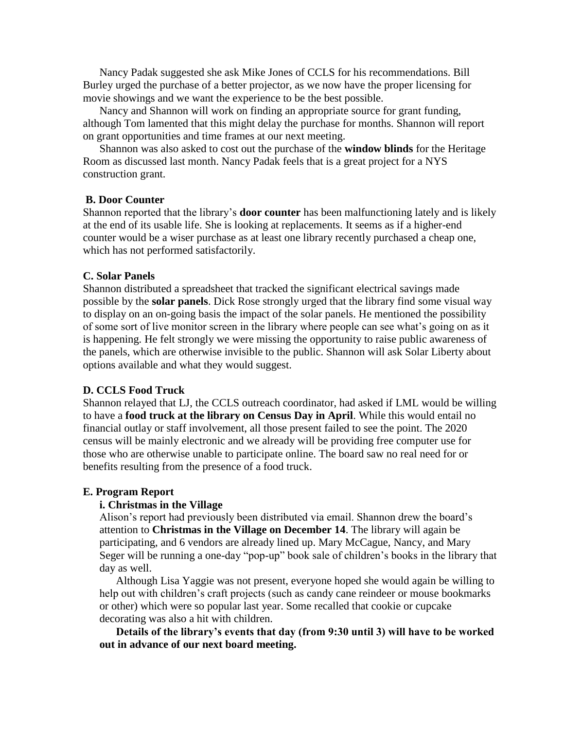Nancy Padak suggested she ask Mike Jones of CCLS for his recommendations. Bill Burley urged the purchase of a better projector, as we now have the proper licensing for movie showings and we want the experience to be the best possible.

Nancy and Shannon will work on finding an appropriate source for grant funding, although Tom lamented that this might delay the purchase for months. Shannon will report on grant opportunities and time frames at our next meeting.

Shannon was also asked to cost out the purchase of the **window blinds** for the Heritage Room as discussed last month. Nancy Padak feels that is a great project for a NYS construction grant.

### B. Door Counter

Shannon reported that the library's **door counter** has been malfunctioning lately and is likely at the end of its usable life. She is looking at replacements. It seems as if a higher-end counter would be a wiser purchase as at least one library recently purchased a cheap one, which has not performed satisfactorily.

### C. Solar Panels

Shannon distributed a spreadsheet that tracked the significant electrical savings made possible by the **solar panels**. Dick Rose strongly urged that the library find some visual way to display on an on-going basis the impact of the solar panels. He mentioned the possibility of some sort of live monitor screen in the library where people can see what's going on as it is happening. He felt strongly we were missing the opportunity to raise public awareness of the panels, which are otherwise invisible to the public. Shannon will ask Solar Liberty about options available and what they would suggest.

### D. CCLS Food Truck

Shannon relayed that LJ, the CCLS outreach coordinator, had asked if LML would be willing to have a **food truck at the library on Census Day in April**. While this would entail no financial outlay or staff involvement, all those present failed to see the point. The 2020 census will be mainly electronic and we already will be providing free computer use for those who are otherwise unable to participate online. The board saw no real need for or benefits resulting from the presence of a food truck.

### E. Program Report

#### i. Christmas in the Village

Alison's report had previously been distributed via email. Shannon drew the board's attention to **Christmas in the Village on December 14**. The library will again be participating, and 6 vendors are already lined up. Mary McCague, Nancy, and Mary Seger will be running a one-day "pop-up" book sale of children's books in the library that day as well.

Although Lisa Yaggie was not present, everyone hoped she would again be willing to help out with children's craft projects (such as candy cane reindeer or mouse bookmarks or other) which were so popular last year. Some recalled that cookie or cupcake decorating was also a hit with children.

**Details of the library's events that day (from 9:30 until 3) will have to be worked out in advance of our next board meeting.**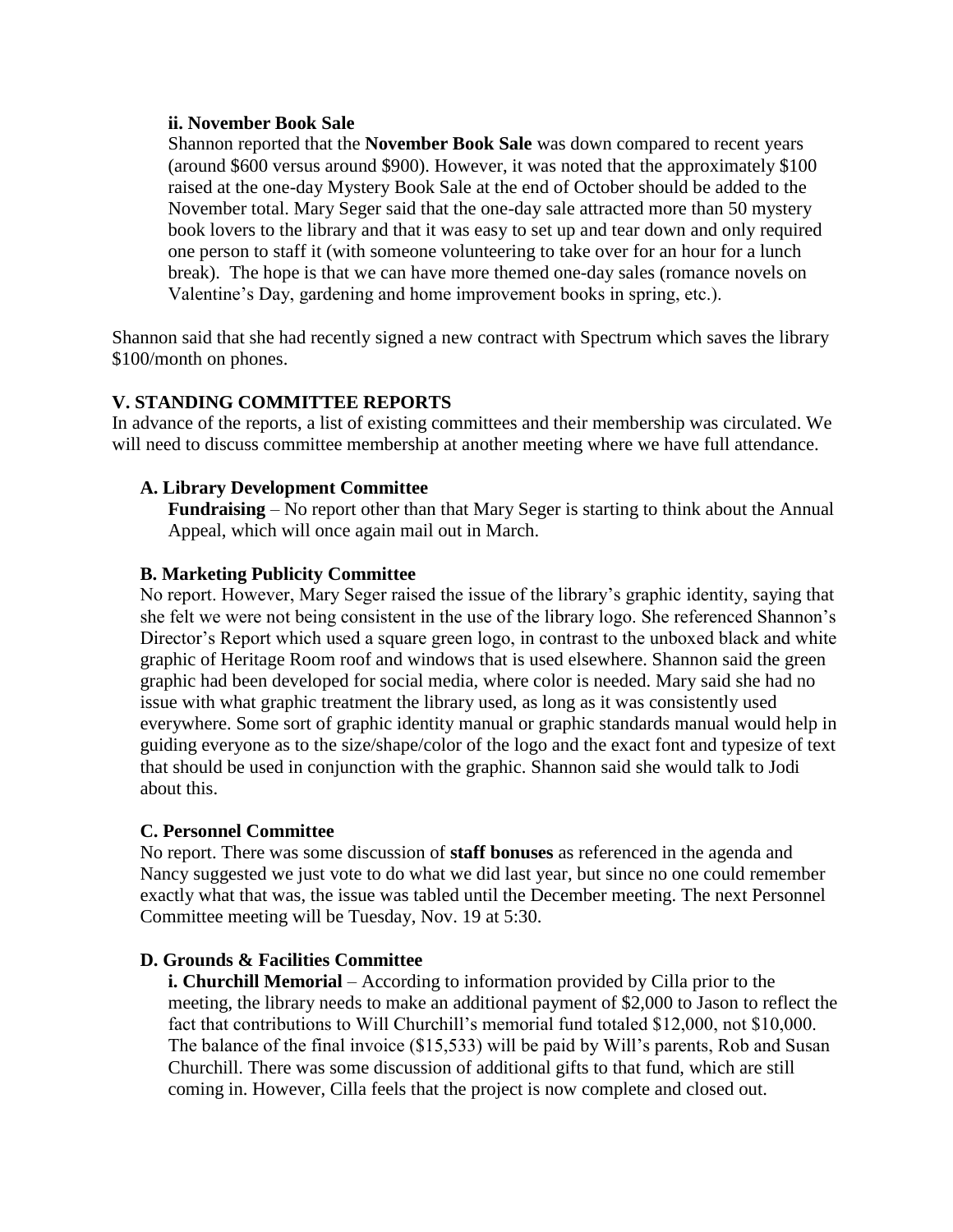#### ii. November Book Sale

Shannon reported that the **November Book Sale** was down compared to recent years (around $600 versus around $900). However, it was noted that the approximately $100 raised at the one-day Mystery Book Sale at the end of October should be added to the November total. Mary Seger said that the one-day sale attracted more than 50 mystery book lovers to the library and that it was easy to set up and tear down and only required one person to staff it (with someone volunteering to take over for an hour for a lunch break). The hope is that we can have more themed one-day sales (romance novels on Valentine's Day, gardening and home improvement books in spring, etc.).

Shannon said that she had recently signed a new contract with Spectrum which saves the library $100/month on phones.

## V. STANDING COMMITTEE REPORTS

In advance of the reports, a list of existing committees and their membership was circulated. We will need to discuss committee membership at another meeting where we have full attendance.

### A. Library Development Committee

**Fundraising** – No report other than that Mary Seger is starting to think about the Annual Appeal, which will once again mail out in March.

### B. Marketing Publicity Committee

No report. However, Mary Seger raised the issue of the library's graphic identity, saying that she felt we were not being consistent in the use of the library logo. She referenced Shannon's Director's Report which used a square green logo, in contrast to the unboxed black and white graphic of Heritage Room roof and windows that is used elsewhere. Shannon said the green graphic had been developed for social media, where color is needed. Mary said she had no issue with what graphic treatment the library used, as long as it was consistently used everywhere. Some sort of graphic identity manual or graphic standards manual would help in guiding everyone as to the size/shape/color of the logo and the exact font and typesize of text that should be used in conjunction with the graphic. Shannon said she would talk to Jodi about this.

### C. Personnel Committee

No report. There was some discussion of **staff bonuses** as referenced in the agenda and Nancy suggested we just vote to do what we did last year, but since no one could remember exactly what that was, the issue was tabled until the December meeting. The next Personnel Committee meeting will be Tuesday, Nov. 19 at 5:30.

### D. Grounds & Facilities Committee

**i. Churchill Memorial** – According to information provided by Cilla prior to the meeting, the library needs to make an additional payment of $2,000 to Jason to reflect the fact that contributions to Will Churchill's memorial fund totaled $12,000, not $10,000. The balance of the final invoice ($15,533) will be paid by Will's parents, Rob and Susan Churchill. There was some discussion of additional gifts to that fund, which are still coming in. However, Cilla feels that the project is now complete and closed out.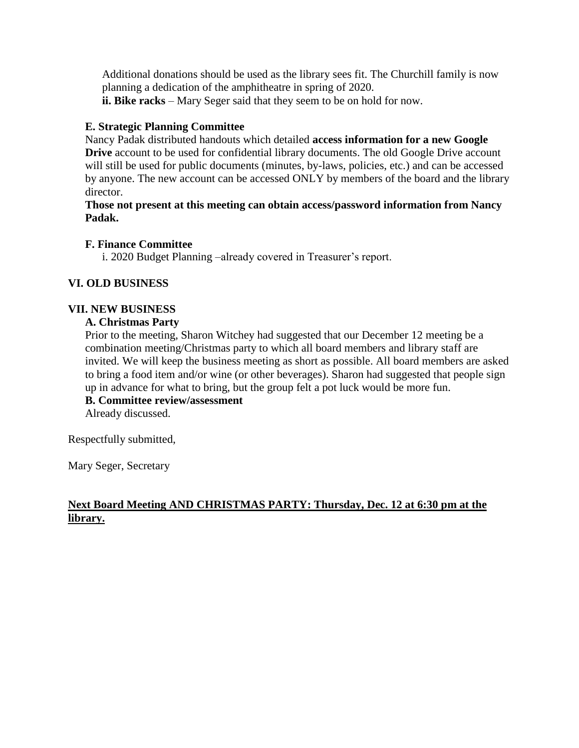Additional donations should be used as the library sees fit. The Churchill family is now planning a dedication of the amphitheatre in spring of 2020.

**ii. Bike racks** – Mary Seger said that they seem to be on hold for now.

### E. Strategic Planning Committee

Nancy Padak distributed handouts which detailed **access information for a new Google Drive** account to be used for confidential library documents. The old Google Drive account will still be used for public documents (minutes, by-laws, policies, etc.) and can be accessed by anyone. The new account can be accessed ONLY by members of the board and the library director.

**Those not present at this meeting can obtain access/password information from Nancy Padak.**

### F. Finance Committee

i. 2020 Budget Planning –already covered in Treasurer's report.

## VI. OLD BUSINESS

## VII. NEW BUSINESS

### A. Christmas Party

Prior to the meeting, Sharon Witchey had suggested that our December 12 meeting be a combination meeting/Christmas party to which all board members and library staff are invited. We will keep the business meeting as short as possible. All board members are asked to bring a food item and/or wine (or other beverages). Sharon had suggested that people sign up in advance for what to bring, but the group felt a pot luck would be more fun.

### B. Committee review/assessment

Already discussed.

Respectfully submitted,

Mary Seger, Secretary

**<u>Next Board Meeting AND CHRISTMAS PARTY: Thursday, Dec. 12 at 6:30 pm at the library.</u>**